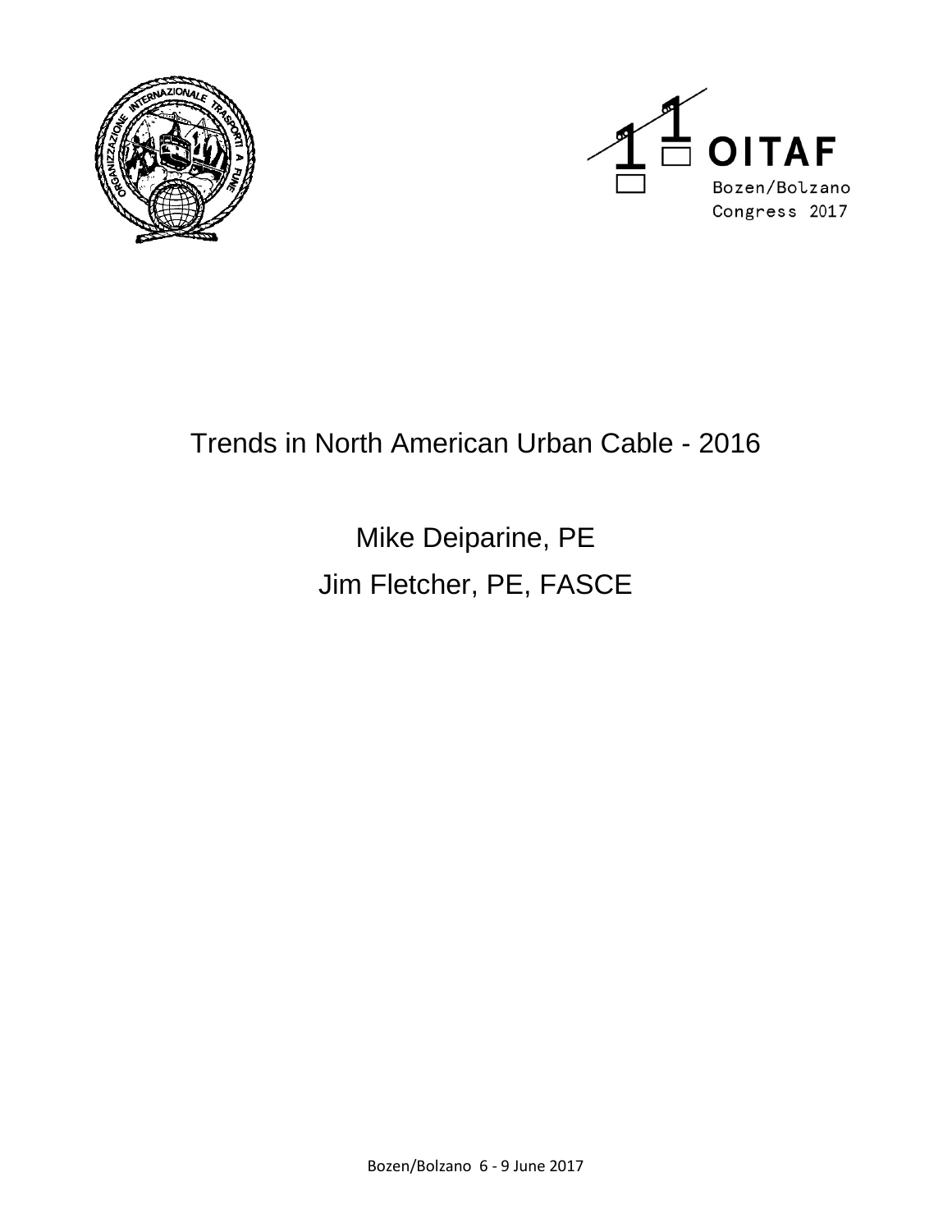# Trends in North American Urban Cable - 2016

Mike Deiparine, PE

Jim Fletcher, PE, FASCE

Bozen/Bolzano 6 - 9 June 2017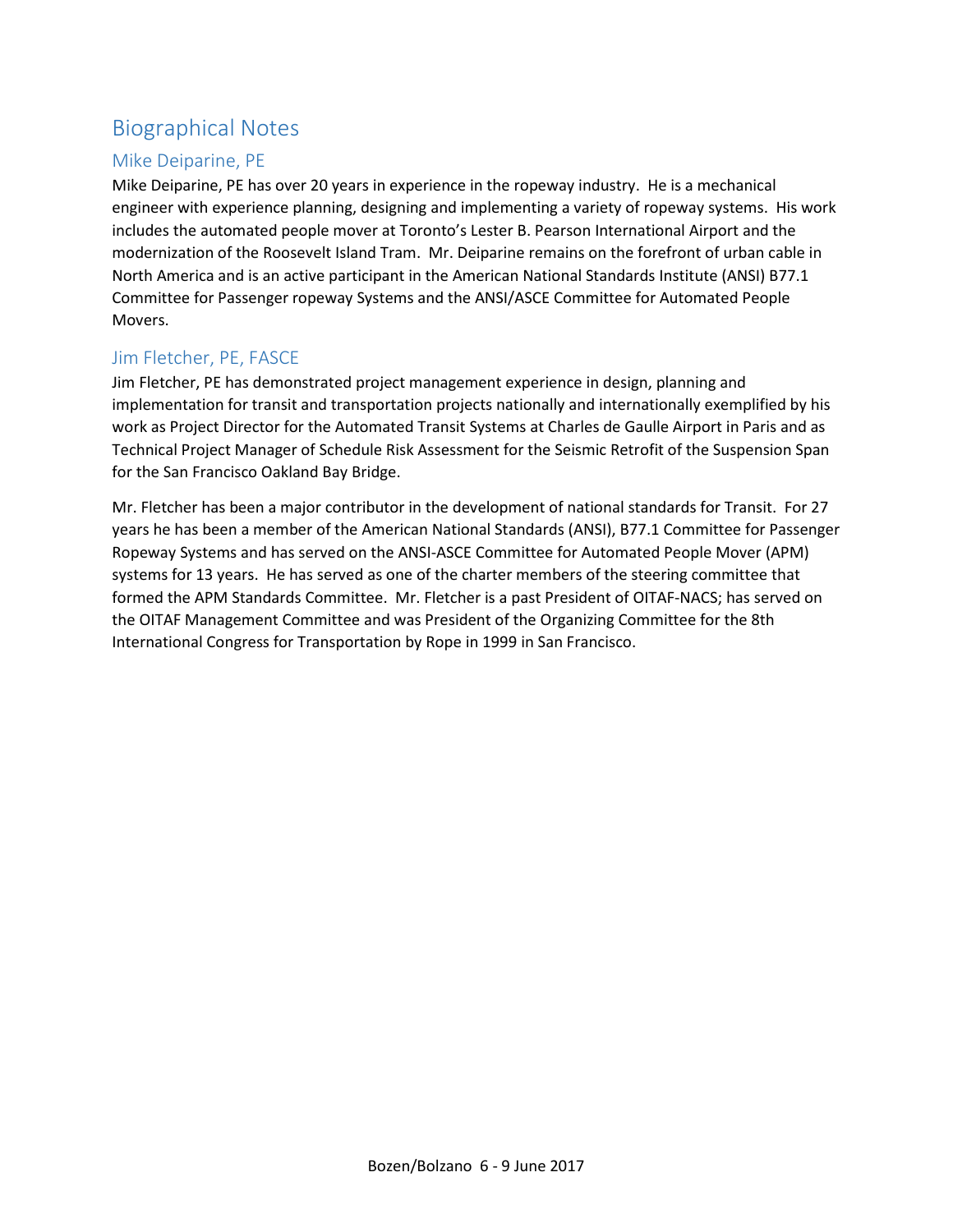# Biographical Notes

## Mike Deiparine, PE

Mike Deiparine, PE has over 20 years in experience in the ropeway industry. He is a mechanical engineer with experience planning, designing and implementing a variety of ropeway systems. His work includes the automated people mover at Toronto's Lester B. Pearson International Airport and the modernization of the Roosevelt Island Tram. Mr. Deiparine remains on the forefront of urban cable in North America and is an active participant in the American National Standards Institute (ANSI) B77.1 Committee for Passenger ropeway Systems and the ANSI/ASCE Committee for Automated People Movers.

## Jim Fletcher, PE, FASCE

Jim Fletcher, PE has demonstrated project management experience in design, planning and implementation for transit and transportation projects nationally and internationally exemplified by his work as Project Director for the Automated Transit Systems at Charles de Gaulle Airport in Paris and as Technical Project Manager of Schedule Risk Assessment for the Seismic Retrofit of the Suspension Span for the San Francisco Oakland Bay Bridge.

Mr. Fletcher has been a major contributor in the development of national standards for Transit. For 27 years he has been a member of the American National Standards (ANSI), B77.1 Committee for Passenger Ropeway Systems and has served on the ANSI-ASCE Committee for Automated People Mover (APM) systems for 13 years. He has served as one of the charter members of the steering committee that formed the APM Standards Committee. Mr. Fletcher is a past President of OITAF-NACS; has served on the OITAF Management Committee and was President of the Organizing Committee for the 8th International Congress for Transportation by Rope in 1999 in San Francisco.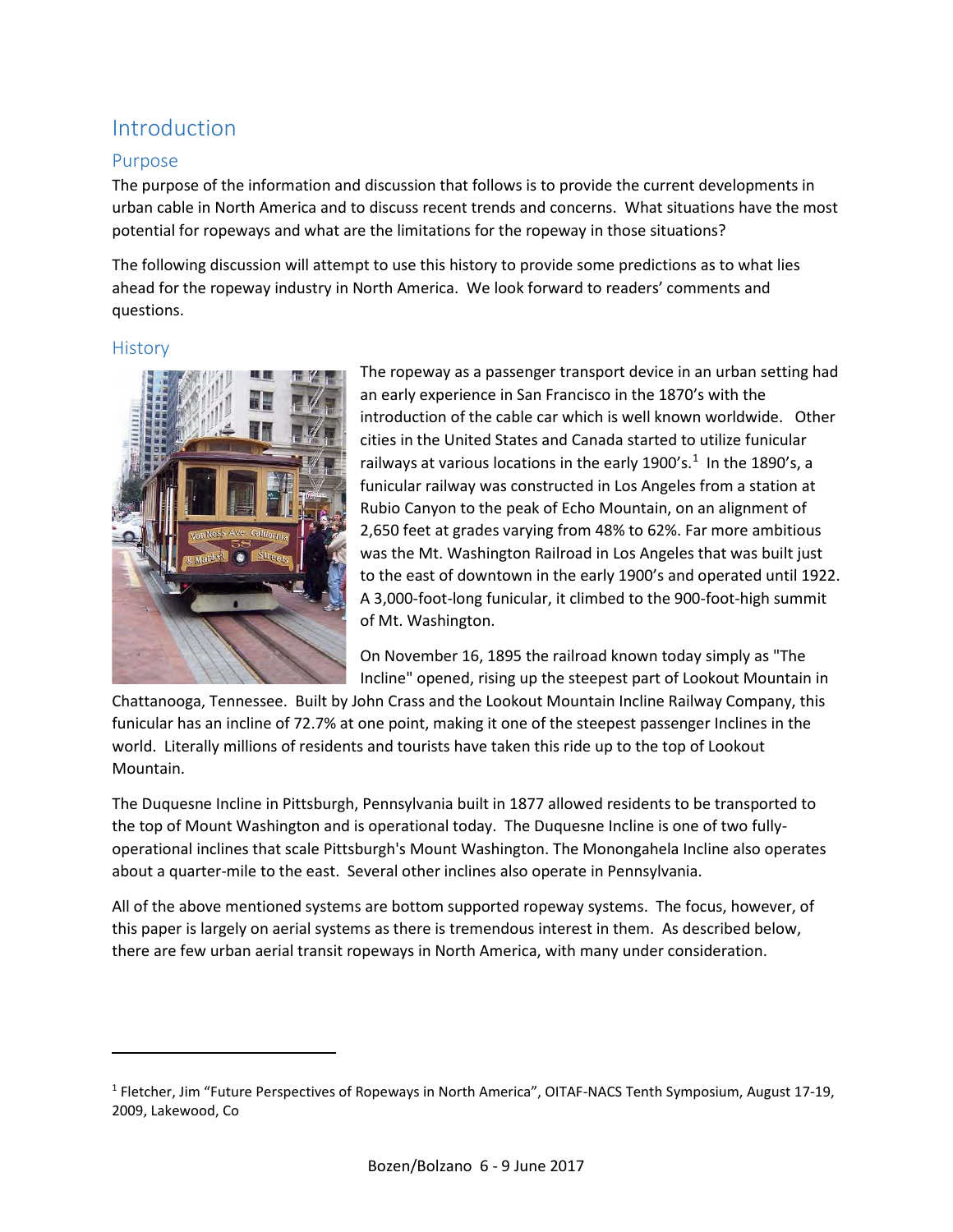# Introduction

## Purpose

The purpose of the information and discussion that follows is to provide the current developments in urban cable in North America and to discuss recent trends and concerns. What situations have the most potential for ropeways and what are the limitations for the ropeway in those situations?

The following discussion will attempt to use this history to provide some predictions as to what lies ahead for the ropeway industry in North America. We look forward to readers' comments and questions.

## History

The ropeway as a passenger transport device in an urban setting had an early experience in San Francisco in the 1870's with the introduction of the cable car which is well known worldwide. Other cities in the United States and Canada started to utilize funicular railways at various locations in the early 1900's.[1] In the 1890's, a funicular railway was constructed in Los Angeles from a station at Rubio Canyon to the peak of Echo Mountain, on an alignment of 2,650 feet at grades varying from 48% to 62%. Far more ambitious was the Mt. Washington Railroad in Los Angeles that was built just to the east of downtown in the early 1900's and operated until 1922. A 3,000-foot-long funicular, it climbed to the 900-foot-high summit of Mt. Washington.

On November 16, 1895 the railroad known today simply as "The Incline" opened, rising up the steepest part of Lookout Mountain in Chattanooga, Tennessee. Built by John Crass and the Lookout Mountain Incline Railway Company, this funicular has an incline of 72.7% at one point, making it one of the steepest passenger Inclines in the world. Literally millions of residents and tourists have taken this ride up to the top of Lookout Mountain.

The Duquesne Incline in Pittsburgh, Pennsylvania built in 1877 allowed residents to be transported to the top of Mount Washington and is operational today. The Duquesne Incline is one of two fully-operational inclines that scale Pittsburgh's Mount Washington. The Monongahela Incline also operates about a quarter-mile to the east. Several other inclines also operate in Pennsylvania.

All of the above mentioned systems are bottom supported ropeway systems. The focus, however, of this paper is largely on aerial systems as there is tremendous interest in them. As described below, there are few urban aerial transit ropeways in North America, with many under consideration.

---

[1] Fletcher, Jim "Future Perspectives of Ropeways in North America", OITAF-NACS Tenth Symposium, August 17-19, 2009, Lakewood, Co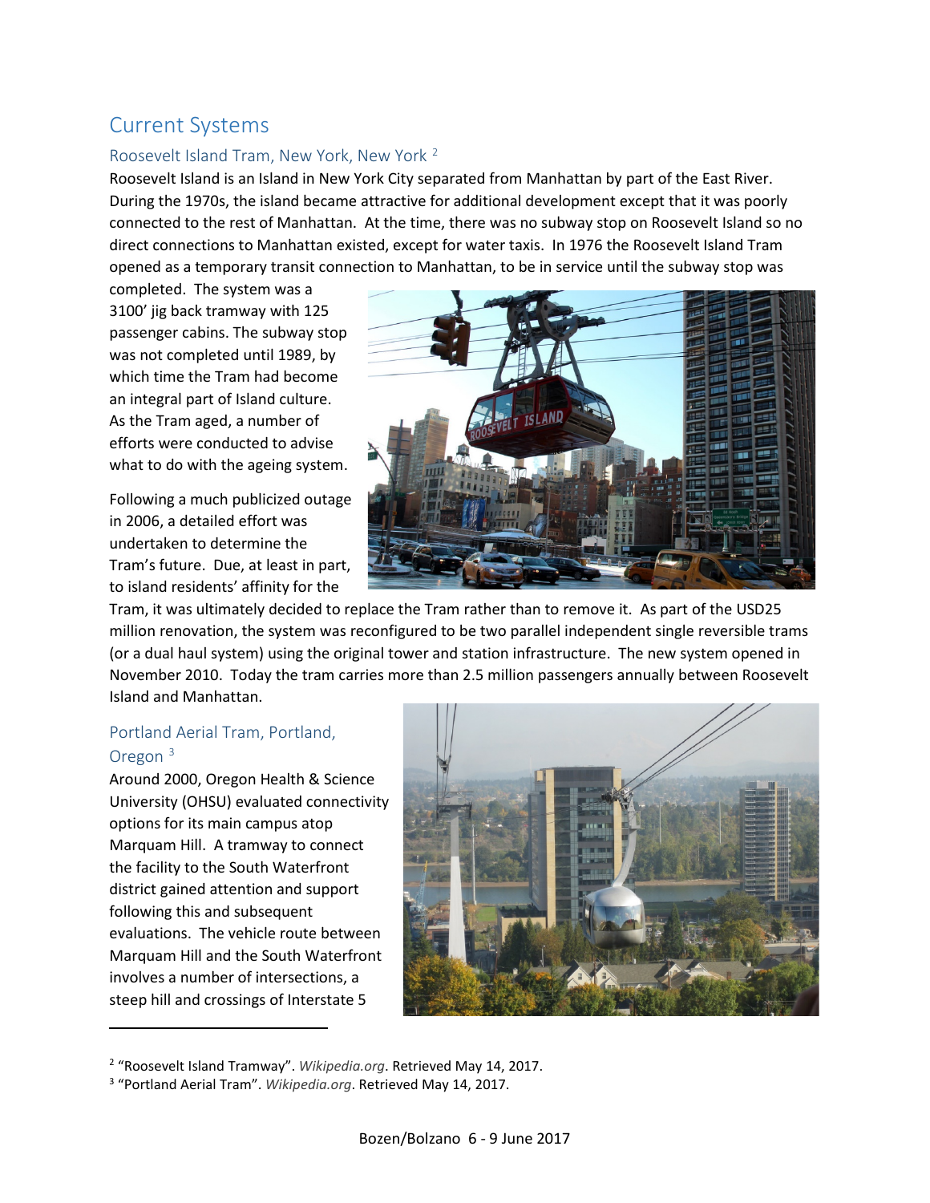# Current Systems

## Roosevelt Island Tram, New York, New York [2]

Roosevelt Island is an Island in New York City separated from Manhattan by part of the East River. During the 1970s, the island became attractive for additional development except that it was poorly connected to the rest of Manhattan. At the time, there was no subway stop on Roosevelt Island so no direct connections to Manhattan existed, except for water taxis. In 1976 the Roosevelt Island Tram opened as a temporary transit connection to Manhattan, to be in service until the subway stop was completed. The system was a 3100' jig back tramway with 125 passenger cabins. The subway stop was not completed until 1989, by which time the Tram had become an integral part of Island culture. As the Tram aged, a number of efforts were conducted to advise what to do with the ageing system.

Following a much publicized outage in 2006, a detailed effort was undertaken to determine the Tram's future. Due, at least in part, to island residents' affinity for the Tram, it was ultimately decided to replace the Tram rather than to remove it. As part of the USD25 million renovation, the system was reconfigured to be two parallel independent single reversible trams (or a dual haul system) using the original tower and station infrastructure. The new system opened in November 2010. Today the tram carries more than 2.5 million passengers annually between Roosevelt Island and Manhattan.

## Portland Aerial Tram, Portland, Oregon [3]

Around 2000, Oregon Health & Science University (OHSU) evaluated connectivity options for its main campus atop Marquam Hill. A tramway to connect the facility to the South Waterfront district gained attention and support following this and subsequent evaluations. The vehicle route between Marquam Hill and the South Waterfront involves a number of intersections, a steep hill and crossings of Interstate 5

---

[2] "Roosevelt Island Tramway". *Wikipedia.org*. Retrieved May 14, 2017.

[3] "Portland Aerial Tram". *Wikipedia.org*. Retrieved May 14, 2017.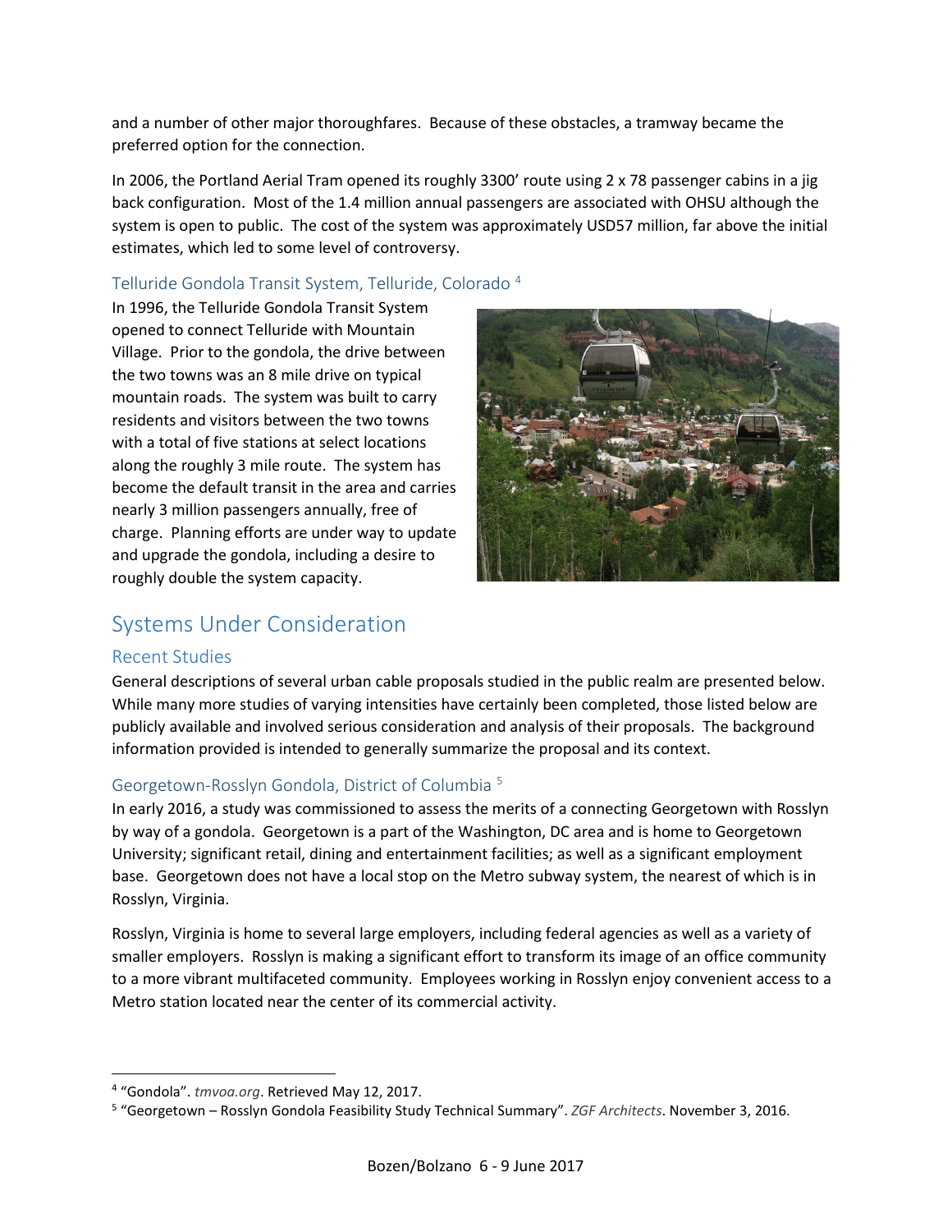and a number of other major thoroughfares. Because of these obstacles, a tramway became the preferred option for the connection.

In 2006, the Portland Aerial Tram opened its roughly 3300' route using 2 x 78 passenger cabins in a jig back configuration. Most of the 1.4 million annual passengers are associated with OHSU although the system is open to public. The cost of the system was approximately USD57 million, far above the initial estimates, which led to some level of controversy.

### Telluride Gondola Transit System, Telluride, Colorado [4]

In 1996, the Telluride Gondola Transit System opened to connect Telluride with Mountain Village. Prior to the gondola, the drive between the two towns was an 8 mile drive on typical mountain roads. The system was built to carry residents and visitors between the two towns with a total of five stations at select locations along the roughly 3 mile route. The system has become the default transit in the area and carries nearly 3 million passengers annually, free of charge. Planning efforts are under way to update and upgrade the gondola, including a desire to roughly double the system capacity.

## Systems Under Consideration

### Recent Studies

General descriptions of several urban cable proposals studied in the public realm are presented below. While many more studies of varying intensities have certainly been completed, those listed below are publicly available and involved serious consideration and analysis of their proposals. The background information provided is intended to generally summarize the proposal and its context.

### Georgetown-Rosslyn Gondola, District of Columbia [5]

In early 2016, a study was commissioned to assess the merits of a connecting Georgetown with Rosslyn by way of a gondola. Georgetown is a part of the Washington, DC area and is home to Georgetown University; significant retail, dining and entertainment facilities; as well as a significant employment base. Georgetown does not have a local stop on the Metro subway system, the nearest of which is in Rosslyn, Virginia.

Rosslyn, Virginia is home to several large employers, including federal agencies as well as a variety of smaller employers. Rosslyn is making a significant effort to transform its image of an office community to a more vibrant multifaceted community. Employees working in Rosslyn enjoy convenient access to a Metro station located near the center of its commercial activity.

---

[4] "Gondola". *tmvoa.org*. Retrieved May 12, 2017.

[5] "Georgetown – Rosslyn Gondola Feasibility Study Technical Summary". *ZGF Architects*. November 3, 2016.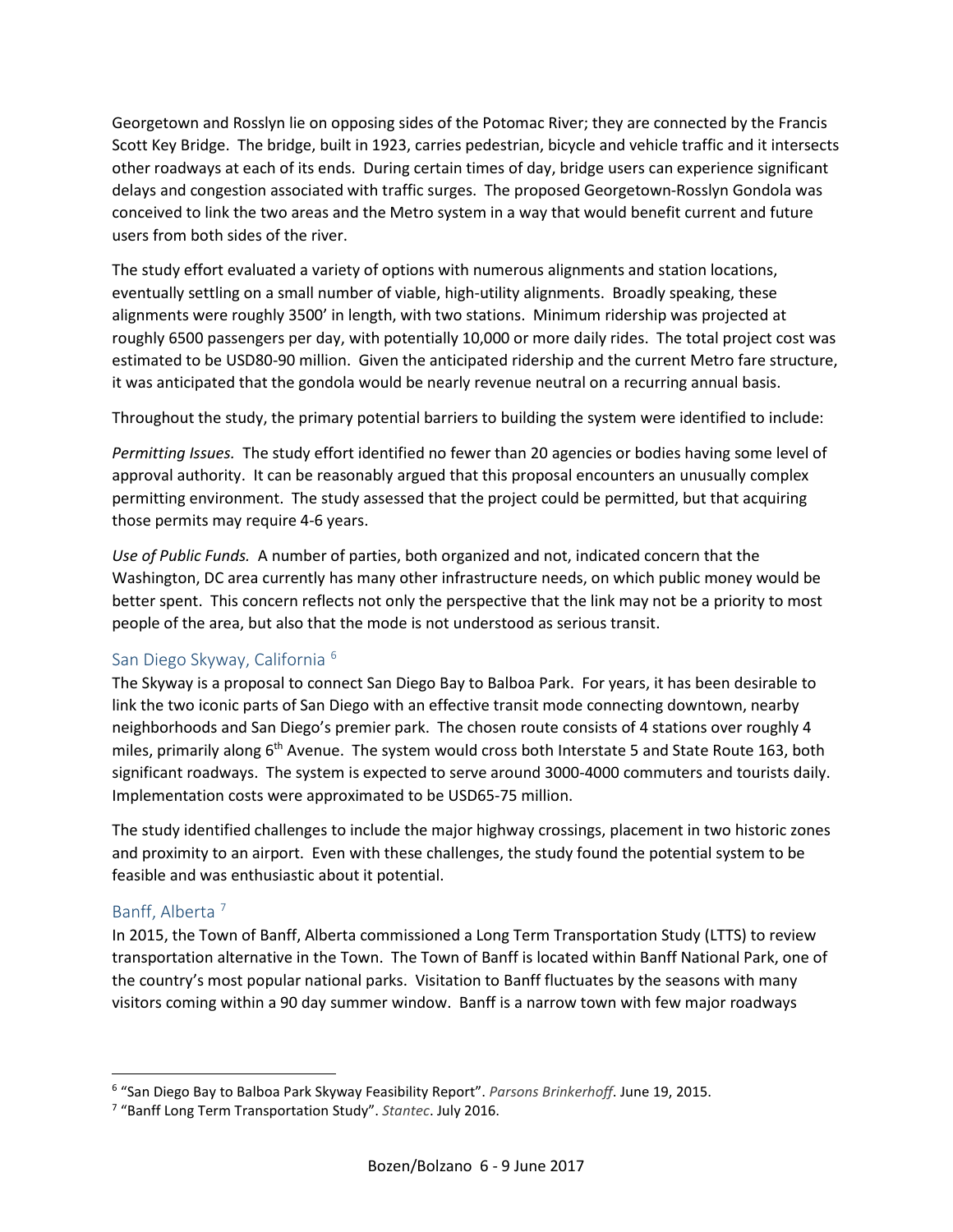Georgetown and Rosslyn lie on opposing sides of the Potomac River; they are connected by the Francis Scott Key Bridge. The bridge, built in 1923, carries pedestrian, bicycle and vehicle traffic and it intersects other roadways at each of its ends. During certain times of day, bridge users can experience significant delays and congestion associated with traffic surges. The proposed Georgetown-Rosslyn Gondola was conceived to link the two areas and the Metro system in a way that would benefit current and future users from both sides of the river.

The study effort evaluated a variety of options with numerous alignments and station locations, eventually settling on a small number of viable, high-utility alignments. Broadly speaking, these alignments were roughly 3500' in length, with two stations. Minimum ridership was projected at roughly 6500 passengers per day, with potentially 10,000 or more daily rides. The total project cost was estimated to be USD80-90 million. Given the anticipated ridership and the current Metro fare structure, it was anticipated that the gondola would be nearly revenue neutral on a recurring annual basis.

Throughout the study, the primary potential barriers to building the system were identified to include:

*Permitting Issues.* The study effort identified no fewer than 20 agencies or bodies having some level of approval authority. It can be reasonably argued that this proposal encounters an unusually complex permitting environment. The study assessed that the project could be permitted, but that acquiring those permits may require 4-6 years.

*Use of Public Funds.* A number of parties, both organized and not, indicated concern that the Washington, DC area currently has many other infrastructure needs, on which public money would be better spent. This concern reflects not only the perspective that the link may not be a priority to most people of the area, but also that the mode is not understood as serious transit.

## San Diego Skyway, California [6]

The Skyway is a proposal to connect San Diego Bay to Balboa Park. For years, it has been desirable to link the two iconic parts of San Diego with an effective transit mode connecting downtown, nearby neighborhoods and San Diego's premier park. The chosen route consists of 4 stations over roughly 4 miles, primarily along 6th Avenue. The system would cross both Interstate 5 and State Route 163, both significant roadways. The system is expected to serve around 3000-4000 commuters and tourists daily. Implementation costs were approximated to be USD65-75 million.

The study identified challenges to include the major highway crossings, placement in two historic zones and proximity to an airport. Even with these challenges, the study found the potential system to be feasible and was enthusiastic about it potential.

## Banff, Alberta [7]

In 2015, the Town of Banff, Alberta commissioned a Long Term Transportation Study (LTTS) to review transportation alternative in the Town. The Town of Banff is located within Banff National Park, one of the country's most popular national parks. Visitation to Banff fluctuates by the seasons with many visitors coming within a 90 day summer window. Banff is a narrow town with few major roadways

---

[6] "San Diego Bay to Balboa Park Skyway Feasibility Report". *Parsons Brinkerhoff*. June 19, 2015.

[7] "Banff Long Term Transportation Study". *Stantec*. July 2016.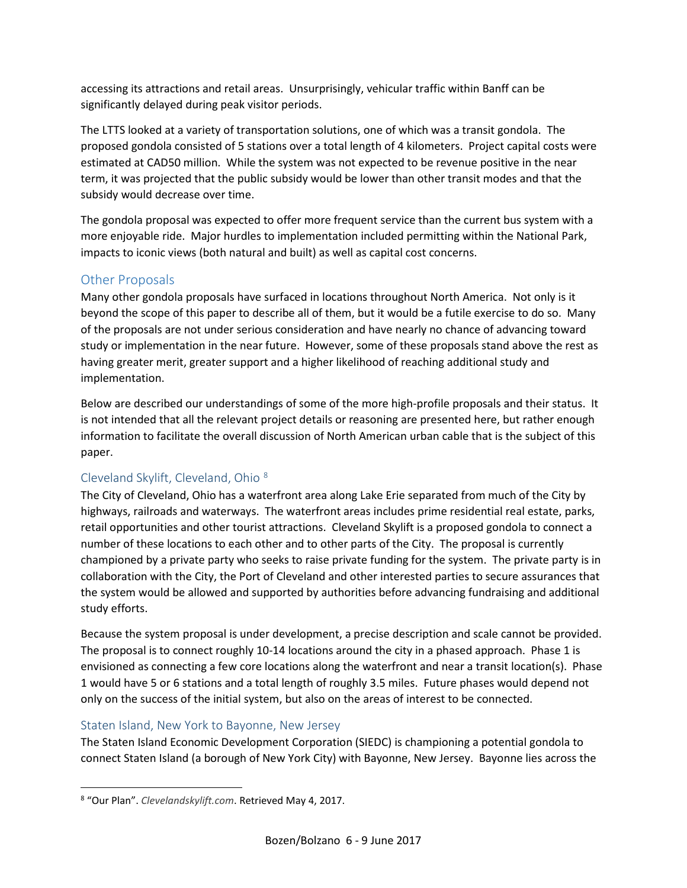accessing its attractions and retail areas. Unsurprisingly, vehicular traffic within Banff can be significantly delayed during peak visitor periods.

The LTTS looked at a variety of transportation solutions, one of which was a transit gondola. The proposed gondola consisted of 5 stations over a total length of 4 kilometers. Project capital costs were estimated at CAD50 million. While the system was not expected to be revenue positive in the near term, it was projected that the public subsidy would be lower than other transit modes and that the subsidy would decrease over time.

The gondola proposal was expected to offer more frequent service than the current bus system with a more enjoyable ride. Major hurdles to implementation included permitting within the National Park, impacts to iconic views (both natural and built) as well as capital cost concerns.

## Other Proposals

Many other gondola proposals have surfaced in locations throughout North America. Not only is it beyond the scope of this paper to describe all of them, but it would be a futile exercise to do so. Many of the proposals are not under serious consideration and have nearly no chance of advancing toward study or implementation in the near future. However, some of these proposals stand above the rest as having greater merit, greater support and a higher likelihood of reaching additional study and implementation.

Below are described our understandings of some of the more high-profile proposals and their status. It is not intended that all the relevant project details or reasoning are presented here, but rather enough information to facilitate the overall discussion of North American urban cable that is the subject of this paper.

### Cleveland Skylift, Cleveland, Ohio [8]

The City of Cleveland, Ohio has a waterfront area along Lake Erie separated from much of the City by highways, railroads and waterways. The waterfront areas includes prime residential real estate, parks, retail opportunities and other tourist attractions. Cleveland Skylift is a proposed gondola to connect a number of these locations to each other and to other parts of the City. The proposal is currently championed by a private party who seeks to raise private funding for the system. The private party is in collaboration with the City, the Port of Cleveland and other interested parties to secure assurances that the system would be allowed and supported by authorities before advancing fundraising and additional study efforts.

Because the system proposal is under development, a precise description and scale cannot be provided. The proposal is to connect roughly 10-14 locations around the city in a phased approach. Phase 1 is envisioned as connecting a few core locations along the waterfront and near a transit location(s). Phase 1 would have 5 or 6 stations and a total length of roughly 3.5 miles. Future phases would depend not only on the success of the initial system, but also on the areas of interest to be connected.

### Staten Island, New York to Bayonne, New Jersey

The Staten Island Economic Development Corporation (SIEDC) is championing a potential gondola to connect Staten Island (a borough of New York City) with Bayonne, New Jersey. Bayonne lies across the

---

[8] "Our Plan". *Clevelandskylift.com*. Retrieved May 4, 2017.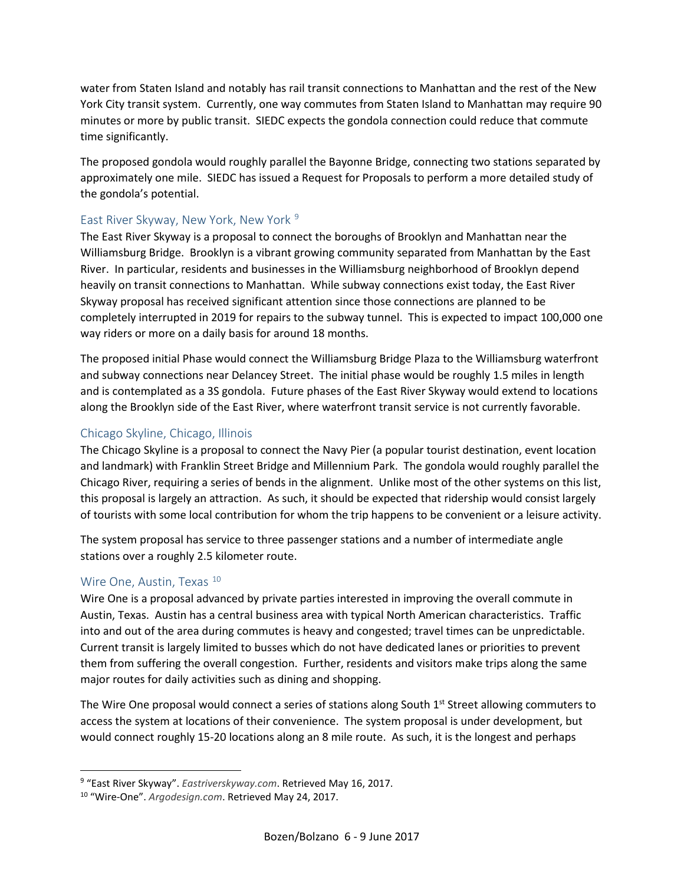water from Staten Island and notably has rail transit connections to Manhattan and the rest of the New York City transit system. Currently, one way commutes from Staten Island to Manhattan may require 90 minutes or more by public transit. SIEDC expects the gondola connection could reduce that commute time significantly.

The proposed gondola would roughly parallel the Bayonne Bridge, connecting two stations separated by approximately one mile. SIEDC has issued a Request for Proposals to perform a more detailed study of the gondola's potential.

### East River Skyway, New York, New York [9]

The East River Skyway is a proposal to connect the boroughs of Brooklyn and Manhattan near the Williamsburg Bridge. Brooklyn is a vibrant growing community separated from Manhattan by the East River. In particular, residents and businesses in the Williamsburg neighborhood of Brooklyn depend heavily on transit connections to Manhattan. While subway connections exist today, the East River Skyway proposal has received significant attention since those connections are planned to be completely interrupted in 2019 for repairs to the subway tunnel. This is expected to impact 100,000 one way riders or more on a daily basis for around 18 months.

The proposed initial Phase would connect the Williamsburg Bridge Plaza to the Williamsburg waterfront and subway connections near Delancey Street. The initial phase would be roughly 1.5 miles in length and is contemplated as a 3S gondola. Future phases of the East River Skyway would extend to locations along the Brooklyn side of the East River, where waterfront transit service is not currently favorable.

### Chicago Skyline, Chicago, Illinois

The Chicago Skyline is a proposal to connect the Navy Pier (a popular tourist destination, event location and landmark) with Franklin Street Bridge and Millennium Park. The gondola would roughly parallel the Chicago River, requiring a series of bends in the alignment. Unlike most of the other systems on this list, this proposal is largely an attraction. As such, it should be expected that ridership would consist largely of tourists with some local contribution for whom the trip happens to be convenient or a leisure activity.

The system proposal has service to three passenger stations and a number of intermediate angle stations over a roughly 2.5 kilometer route.

### Wire One, Austin, Texas [10]

Wire One is a proposal advanced by private parties interested in improving the overall commute in Austin, Texas. Austin has a central business area with typical North American characteristics. Traffic into and out of the area during commutes is heavy and congested; travel times can be unpredictable. Current transit is largely limited to busses which do not have dedicated lanes or priorities to prevent them from suffering the overall congestion. Further, residents and visitors make trips along the same major routes for daily activities such as dining and shopping.

The Wire One proposal would connect a series of stations along South 1st Street allowing commuters to access the system at locations of their convenience. The system proposal is under development, but would connect roughly 15-20 locations along an 8 mile route. As such, it is the longest and perhaps

---

[9] "East River Skyway". *Eastriverskyway.com*. Retrieved May 16, 2017.

[10] "Wire-One". *Argodesign.com*. Retrieved May 24, 2017.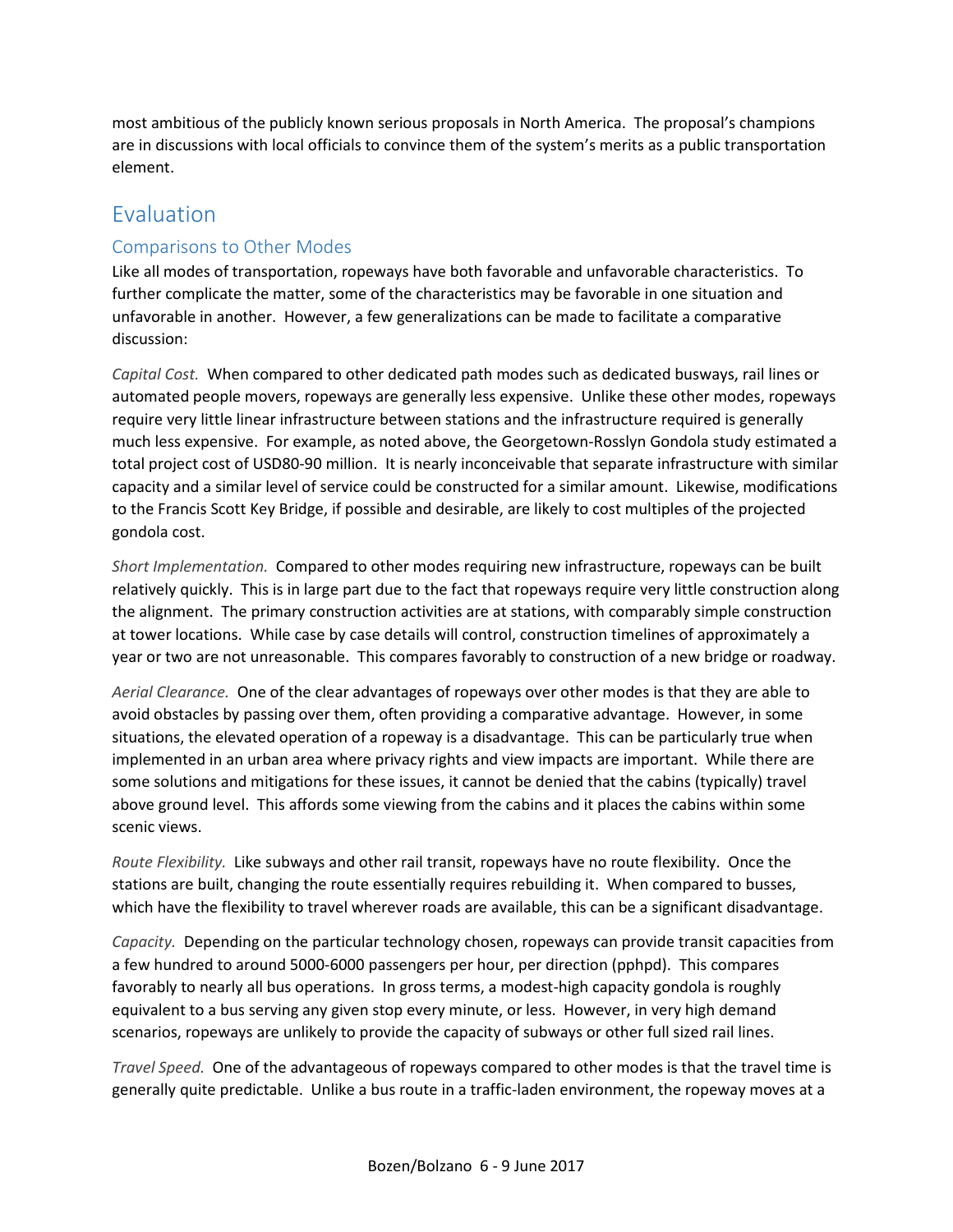most ambitious of the publicly known serious proposals in North America. The proposal's champions are in discussions with local officials to convince them of the system's merits as a public transportation element.

# Evaluation

## Comparisons to Other Modes

Like all modes of transportation, ropeways have both favorable and unfavorable characteristics. To further complicate the matter, some of the characteristics may be favorable in one situation and unfavorable in another. However, a few generalizations can be made to facilitate a comparative discussion:

*Capital Cost.* When compared to other dedicated path modes such as dedicated busways, rail lines or automated people movers, ropeways are generally less expensive. Unlike these other modes, ropeways require very little linear infrastructure between stations and the infrastructure required is generally much less expensive. For example, as noted above, the Georgetown-Rosslyn Gondola study estimated a total project cost of USD80-90 million. It is nearly inconceivable that separate infrastructure with similar capacity and a similar level of service could be constructed for a similar amount. Likewise, modifications to the Francis Scott Key Bridge, if possible and desirable, are likely to cost multiples of the projected gondola cost.

*Short Implementation.* Compared to other modes requiring new infrastructure, ropeways can be built relatively quickly. This is in large part due to the fact that ropeways require very little construction along the alignment. The primary construction activities are at stations, with comparably simple construction at tower locations. While case by case details will control, construction timelines of approximately a year or two are not unreasonable. This compares favorably to construction of a new bridge or roadway.

*Aerial Clearance.* One of the clear advantages of ropeways over other modes is that they are able to avoid obstacles by passing over them, often providing a comparative advantage. However, in some situations, the elevated operation of a ropeway is a disadvantage. This can be particularly true when implemented in an urban area where privacy rights and view impacts are important. While there are some solutions and mitigations for these issues, it cannot be denied that the cabins (typically) travel above ground level. This affords some viewing from the cabins and it places the cabins within some scenic views.

*Route Flexibility.* Like subways and other rail transit, ropeways have no route flexibility. Once the stations are built, changing the route essentially requires rebuilding it. When compared to busses, which have the flexibility to travel wherever roads are available, this can be a significant disadvantage.

*Capacity.* Depending on the particular technology chosen, ropeways can provide transit capacities from a few hundred to around 5000-6000 passengers per hour, per direction (pphpd). This compares favorably to nearly all bus operations. In gross terms, a modest-high capacity gondola is roughly equivalent to a bus serving any given stop every minute, or less. However, in very high demand scenarios, ropeways are unlikely to provide the capacity of subways or other full sized rail lines.

*Travel Speed.* One of the advantageous of ropeways compared to other modes is that the travel time is generally quite predictable. Unlike a bus route in a traffic-laden environment, the ropeway moves at a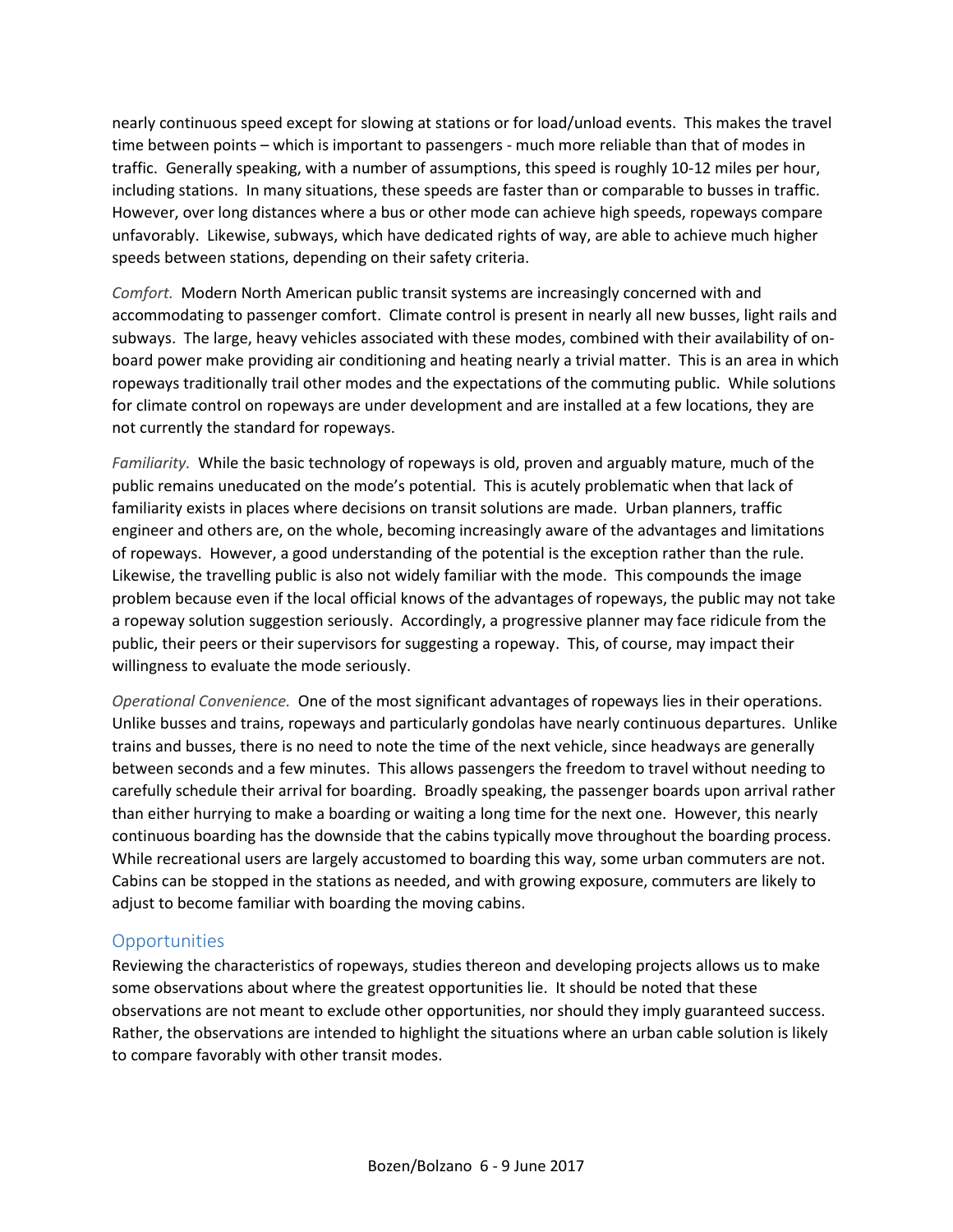nearly continuous speed except for slowing at stations or for load/unload events. This makes the travel time between points – which is important to passengers - much more reliable than that of modes in traffic. Generally speaking, with a number of assumptions, this speed is roughly 10-12 miles per hour, including stations. In many situations, these speeds are faster than or comparable to busses in traffic. However, over long distances where a bus or other mode can achieve high speeds, ropeways compare unfavorably. Likewise, subways, which have dedicated rights of way, are able to achieve much higher speeds between stations, depending on their safety criteria.

*Comfort.* Modern North American public transit systems are increasingly concerned with and accommodating to passenger comfort. Climate control is present in nearly all new busses, light rails and subways. The large, heavy vehicles associated with these modes, combined with their availability of on-board power make providing air conditioning and heating nearly a trivial matter. This is an area in which ropeways traditionally trail other modes and the expectations of the commuting public. While solutions for climate control on ropeways are under development and are installed at a few locations, they are not currently the standard for ropeways.

*Familiarity.* While the basic technology of ropeways is old, proven and arguably mature, much of the public remains uneducated on the mode's potential. This is acutely problematic when that lack of familiarity exists in places where decisions on transit solutions are made. Urban planners, traffic engineer and others are, on the whole, becoming increasingly aware of the advantages and limitations of ropeways. However, a good understanding of the potential is the exception rather than the rule. Likewise, the travelling public is also not widely familiar with the mode. This compounds the image problem because even if the local official knows of the advantages of ropeways, the public may not take a ropeway solution suggestion seriously. Accordingly, a progressive planner may face ridicule from the public, their peers or their supervisors for suggesting a ropeway. This, of course, may impact their willingness to evaluate the mode seriously.

*Operational Convenience.* One of the most significant advantages of ropeways lies in their operations. Unlike busses and trains, ropeways and particularly gondolas have nearly continuous departures. Unlike trains and busses, there is no need to note the time of the next vehicle, since headways are generally between seconds and a few minutes. This allows passengers the freedom to travel without needing to carefully schedule their arrival for boarding. Broadly speaking, the passenger boards upon arrival rather than either hurrying to make a boarding or waiting a long time for the next one. However, this nearly continuous boarding has the downside that the cabins typically move throughout the boarding process. While recreational users are largely accustomed to boarding this way, some urban commuters are not. Cabins can be stopped in the stations as needed, and with growing exposure, commuters are likely to adjust to become familiar with boarding the moving cabins.

## Opportunities

Reviewing the characteristics of ropeways, studies thereon and developing projects allows us to make some observations about where the greatest opportunities lie. It should be noted that these observations are not meant to exclude other opportunities, nor should they imply guaranteed success. Rather, the observations are intended to highlight the situations where an urban cable solution is likely to compare favorably with other transit modes.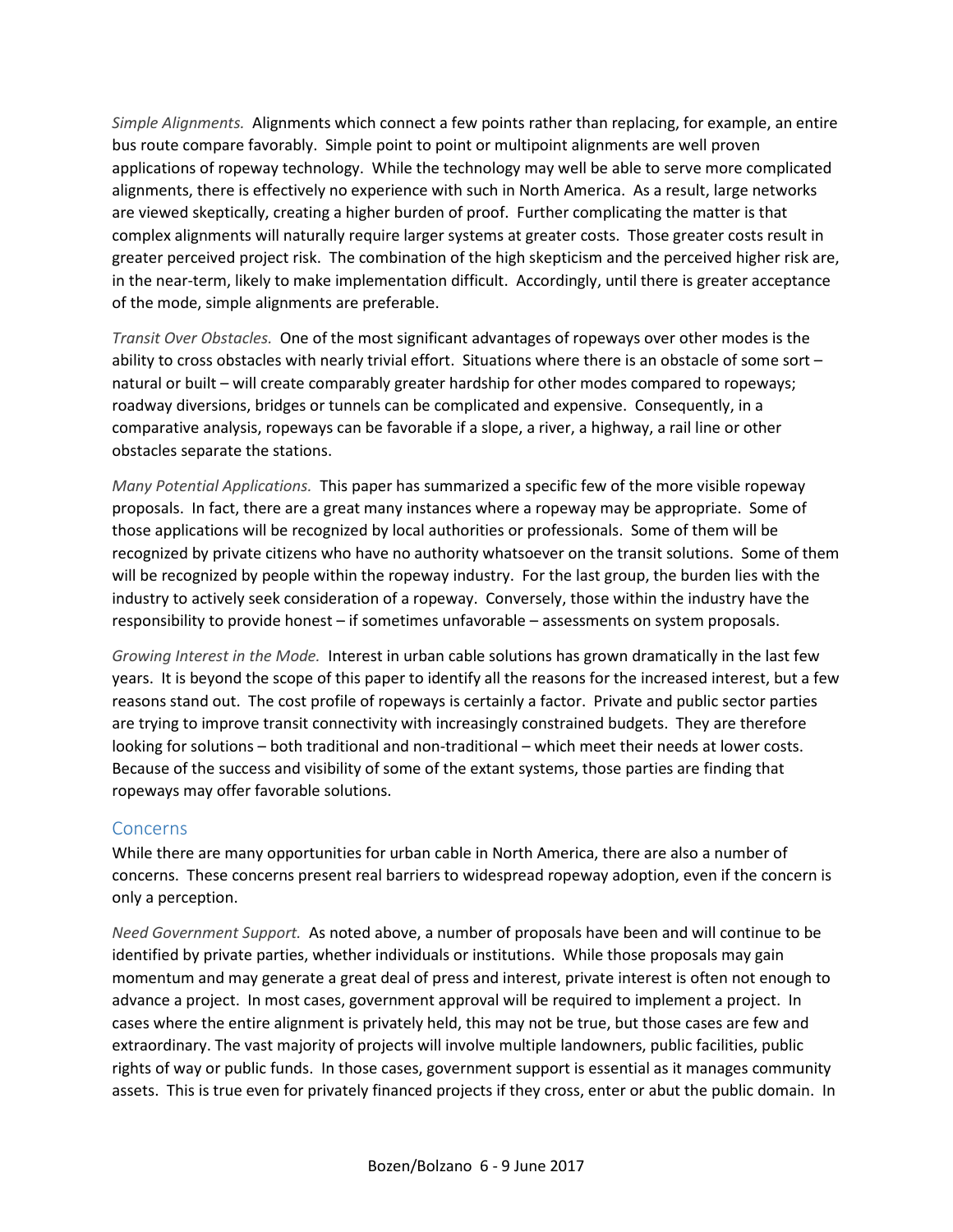*Simple Alignments.* Alignments which connect a few points rather than replacing, for example, an entire bus route compare favorably. Simple point to point or multipoint alignments are well proven applications of ropeway technology. While the technology may well be able to serve more complicated alignments, there is effectively no experience with such in North America. As a result, large networks are viewed skeptically, creating a higher burden of proof. Further complicating the matter is that complex alignments will naturally require larger systems at greater costs. Those greater costs result in greater perceived project risk. The combination of the high skepticism and the perceived higher risk are, in the near-term, likely to make implementation difficult. Accordingly, until there is greater acceptance of the mode, simple alignments are preferable.

*Transit Over Obstacles.* One of the most significant advantages of ropeways over other modes is the ability to cross obstacles with nearly trivial effort. Situations where there is an obstacle of some sort – natural or built – will create comparably greater hardship for other modes compared to ropeways; roadway diversions, bridges or tunnels can be complicated and expensive. Consequently, in a comparative analysis, ropeways can be favorable if a slope, a river, a highway, a rail line or other obstacles separate the stations.

*Many Potential Applications.* This paper has summarized a specific few of the more visible ropeway proposals. In fact, there are a great many instances where a ropeway may be appropriate. Some of those applications will be recognized by local authorities or professionals. Some of them will be recognized by private citizens who have no authority whatsoever on the transit solutions. Some of them will be recognized by people within the ropeway industry. For the last group, the burden lies with the industry to actively seek consideration of a ropeway. Conversely, those within the industry have the responsibility to provide honest – if sometimes unfavorable – assessments on system proposals.

*Growing Interest in the Mode.* Interest in urban cable solutions has grown dramatically in the last few years. It is beyond the scope of this paper to identify all the reasons for the increased interest, but a few reasons stand out. The cost profile of ropeways is certainly a factor. Private and public sector parties are trying to improve transit connectivity with increasingly constrained budgets. They are therefore looking for solutions – both traditional and non-traditional – which meet their needs at lower costs. Because of the success and visibility of some of the extant systems, those parties are finding that ropeways may offer favorable solutions.

## Concerns

While there are many opportunities for urban cable in North America, there are also a number of concerns. These concerns present real barriers to widespread ropeway adoption, even if the concern is only a perception.

*Need Government Support.* As noted above, a number of proposals have been and will continue to be identified by private parties, whether individuals or institutions. While those proposals may gain momentum and may generate a great deal of press and interest, private interest is often not enough to advance a project. In most cases, government approval will be required to implement a project. In cases where the entire alignment is privately held, this may not be true, but those cases are few and extraordinary. The vast majority of projects will involve multiple landowners, public facilities, public rights of way or public funds. In those cases, government support is essential as it manages community assets. This is true even for privately financed projects if they cross, enter or abut the public domain. In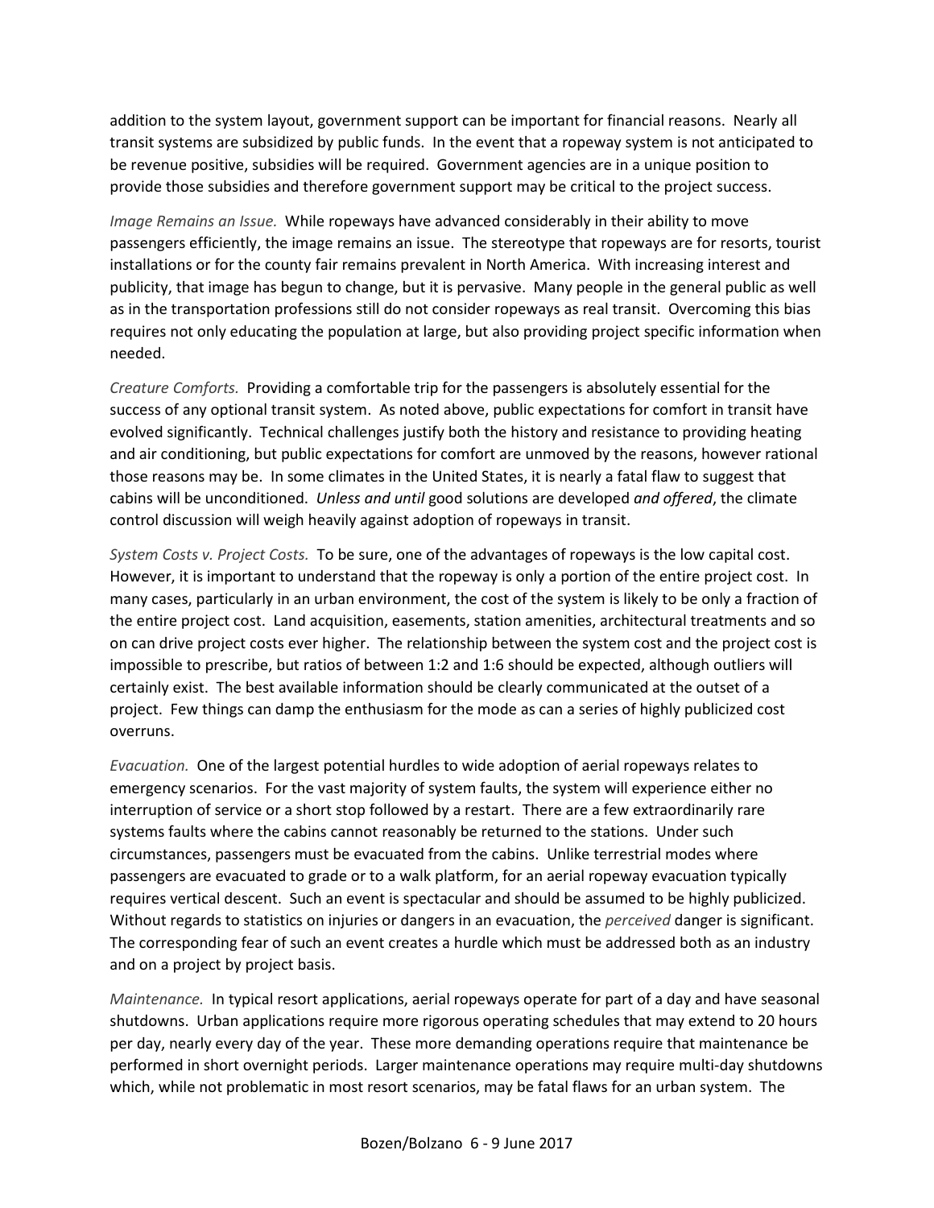addition to the system layout, government support can be important for financial reasons. Nearly all transit systems are subsidized by public funds. In the event that a ropeway system is not anticipated to be revenue positive, subsidies will be required. Government agencies are in a unique position to provide those subsidies and therefore government support may be critical to the project success.

*Image Remains an Issue.* While ropeways have advanced considerably in their ability to move passengers efficiently, the image remains an issue. The stereotype that ropeways are for resorts, tourist installations or for the county fair remains prevalent in North America. With increasing interest and publicity, that image has begun to change, but it is pervasive. Many people in the general public as well as in the transportation professions still do not consider ropeways as real transit. Overcoming this bias requires not only educating the population at large, but also providing project specific information when needed.

*Creature Comforts.* Providing a comfortable trip for the passengers is absolutely essential for the success of any optional transit system. As noted above, public expectations for comfort in transit have evolved significantly. Technical challenges justify both the history and resistance to providing heating and air conditioning, but public expectations for comfort are unmoved by the reasons, however rational those reasons may be. In some climates in the United States, it is nearly a fatal flaw to suggest that cabins will be unconditioned. *Unless and until* good solutions are developed *and offered*, the climate control discussion will weigh heavily against adoption of ropeways in transit.

*System Costs v. Project Costs.* To be sure, one of the advantages of ropeways is the low capital cost. However, it is important to understand that the ropeway is only a portion of the entire project cost. In many cases, particularly in an urban environment, the cost of the system is likely to be only a fraction of the entire project cost. Land acquisition, easements, station amenities, architectural treatments and so on can drive project costs ever higher. The relationship between the system cost and the project cost is impossible to prescribe, but ratios of between 1:2 and 1:6 should be expected, although outliers will certainly exist. The best available information should be clearly communicated at the outset of a project. Few things can damp the enthusiasm for the mode as can a series of highly publicized cost overruns.

*Evacuation.* One of the largest potential hurdles to wide adoption of aerial ropeways relates to emergency scenarios. For the vast majority of system faults, the system will experience either no interruption of service or a short stop followed by a restart. There are a few extraordinarily rare systems faults where the cabins cannot reasonably be returned to the stations. Under such circumstances, passengers must be evacuated from the cabins. Unlike terrestrial modes where passengers are evacuated to grade or to a walk platform, for an aerial ropeway evacuation typically requires vertical descent. Such an event is spectacular and should be assumed to be highly publicized. Without regards to statistics on injuries or dangers in an evacuation, the *perceived* danger is significant. The corresponding fear of such an event creates a hurdle which must be addressed both as an industry and on a project by project basis.

*Maintenance.* In typical resort applications, aerial ropeways operate for part of a day and have seasonal shutdowns. Urban applications require more rigorous operating schedules that may extend to 20 hours per day, nearly every day of the year. These more demanding operations require that maintenance be performed in short overnight periods. Larger maintenance operations may require multi-day shutdowns which, while not problematic in most resort scenarios, may be fatal flaws for an urban system. The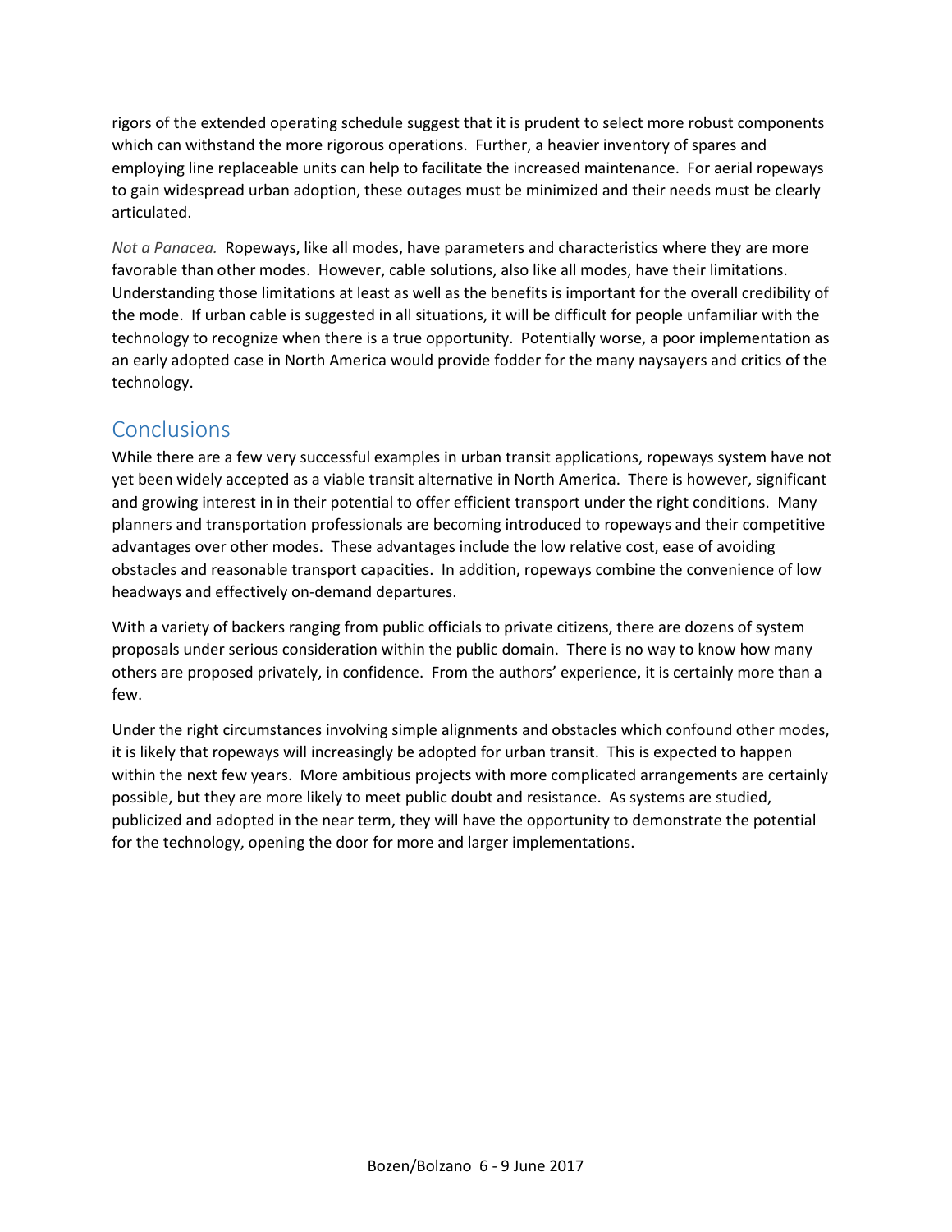rigors of the extended operating schedule suggest that it is prudent to select more robust components which can withstand the more rigorous operations. Further, a heavier inventory of spares and employing line replaceable units can help to facilitate the increased maintenance. For aerial ropeways to gain widespread urban adoption, these outages must be minimized and their needs must be clearly articulated.

*Not a Panacea.* Ropeways, like all modes, have parameters and characteristics where they are more favorable than other modes. However, cable solutions, also like all modes, have their limitations. Understanding those limitations at least as well as the benefits is important for the overall credibility of the mode. If urban cable is suggested in all situations, it will be difficult for people unfamiliar with the technology to recognize when there is a true opportunity. Potentially worse, a poor implementation as an early adopted case in North America would provide fodder for the many naysayers and critics of the technology.

## Conclusions

While there are a few very successful examples in urban transit applications, ropeways system have not yet been widely accepted as a viable transit alternative in North America. There is however, significant and growing interest in in their potential to offer efficient transport under the right conditions. Many planners and transportation professionals are becoming introduced to ropeways and their competitive advantages over other modes. These advantages include the low relative cost, ease of avoiding obstacles and reasonable transport capacities. In addition, ropeways combine the convenience of low headways and effectively on-demand departures.

With a variety of backers ranging from public officials to private citizens, there are dozens of system proposals under serious consideration within the public domain. There is no way to know how many others are proposed privately, in confidence. From the authors' experience, it is certainly more than a few.

Under the right circumstances involving simple alignments and obstacles which confound other modes, it is likely that ropeways will increasingly be adopted for urban transit. This is expected to happen within the next few years. More ambitious projects with more complicated arrangements are certainly possible, but they are more likely to meet public doubt and resistance. As systems are studied, publicized and adopted in the near term, they will have the opportunity to demonstrate the potential for the technology, opening the door for more and larger implementations.